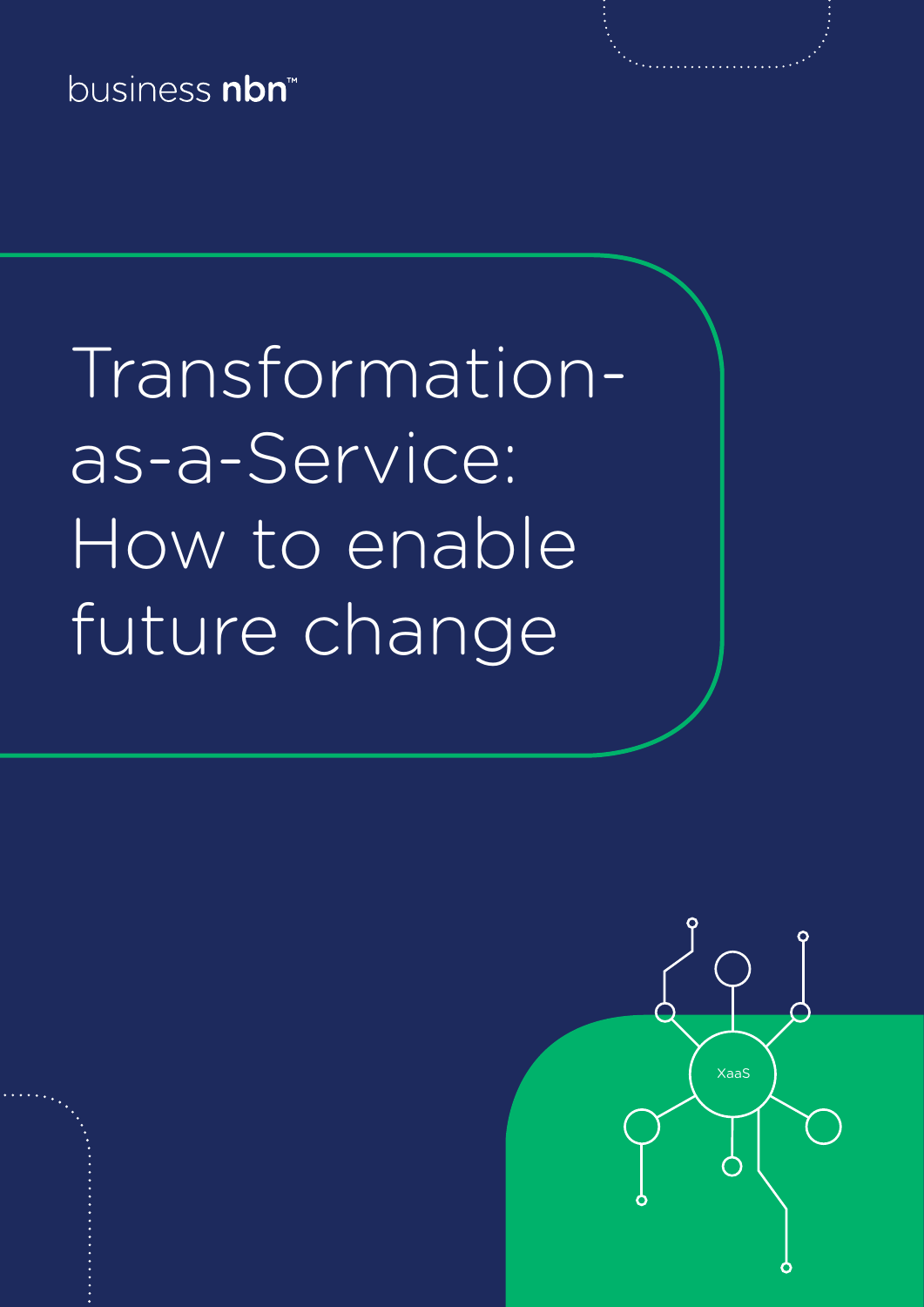business nbn™

# Transformation-as-a-Service: How to enable future change

XaaS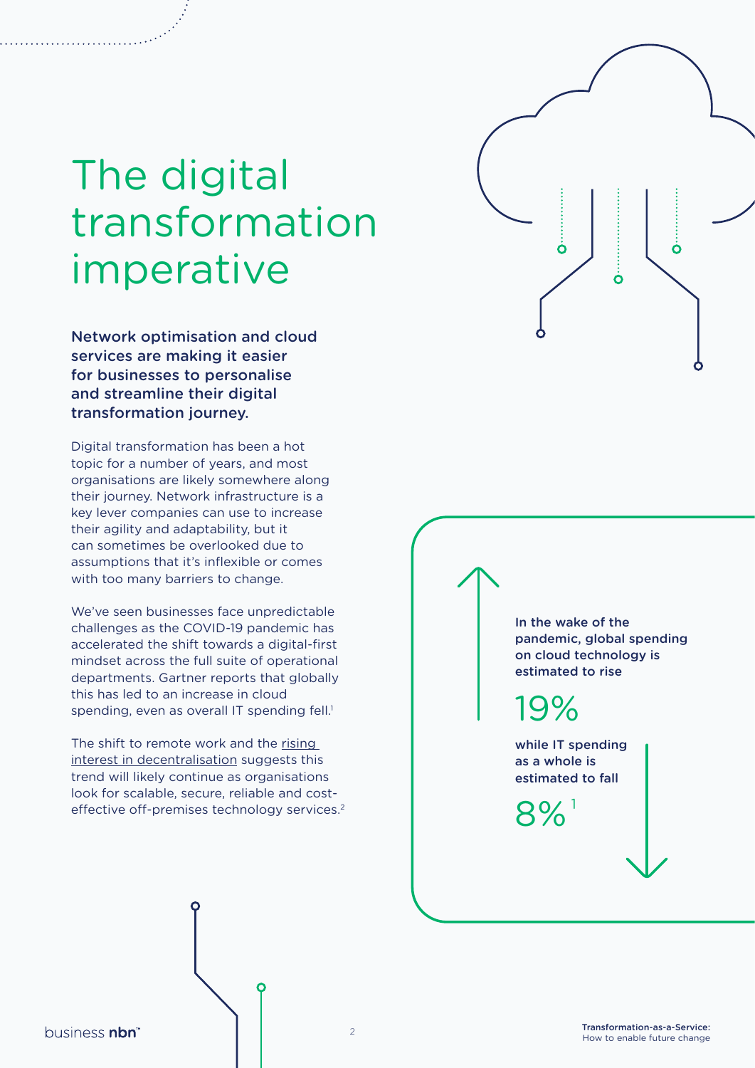# The digital transformation imperative

**Network optimisation and cloud services are making it easier for businesses to personalise and streamline their digital transformation journey.**

Digital transformation has been a hot topic for a number of years, and most organisations are likely somewhere along their journey. Network infrastructure is a key lever companies can use to increase their agility and adaptability, but it can sometimes be overlooked due to assumptions that it's inflexible or comes with too many barriers to change.

We've seen businesses face unpredictable challenges as the COVID-19 pandemic has accelerated the shift towards a digital-first mindset across the full suite of operational departments. Gartner reports that globally this has led to an increase in cloud spending, even as overall IT spending fell.[1]

The shift to remote work and the rising interest in decentralisation suggests this trend will likely continue as organisations look for scalable, secure, reliable and cost-effective off-premises technology services.[2]

**In the wake of the pandemic, global spending on cloud technology is estimated to rise**

19%

**while IT spending as a whole is estimated to fall**

8%[1]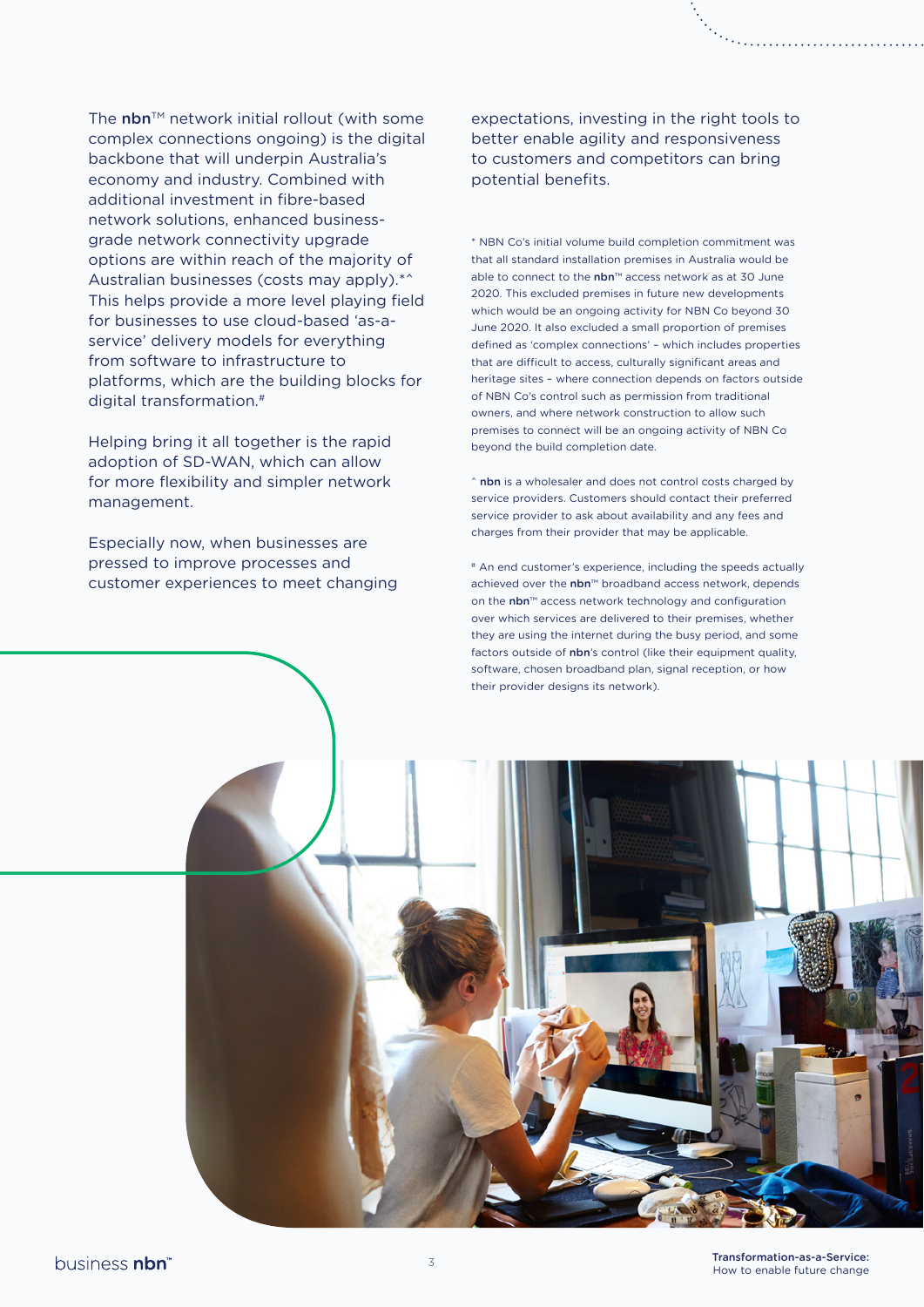The **nbn**™ network initial rollout (with some complex connections ongoing) is the digital backbone that will underpin Australia's economy and industry. Combined with additional investment in fibre-based network solutions, enhanced business-grade network connectivity upgrade options are within reach of the majority of Australian businesses (costs may apply).*^ This helps provide a more level playing field for businesses to use cloud-based 'as-a-service' delivery models for everything from software to infrastructure to platforms, which are the building blocks for digital transformation.#

Helping bring it all together is the rapid adoption of SD-WAN, which can allow for more flexibility and simpler network management.

Especially now, when businesses are pressed to improve processes and customer experiences to meet changing expectations, investing in the right tools to better enable agility and responsiveness to customers and competitors can bring potential benefits.

* NBN Co's initial volume build completion commitment was that all standard installation premises in Australia would be able to connect to the **nbn**™ access network as at 30 June 2020. This excluded premises in future new developments which would be an ongoing activity for NBN Co beyond 30 June 2020. It also excluded a small proportion of premises defined as 'complex connections' – which includes properties that are difficult to access, culturally significant areas and heritage sites – where connection depends on factors outside of NBN Co's control such as permission from traditional owners, and where network construction to allow such premises to connect will be an ongoing activity of NBN Co beyond the build completion date.

^ **nbn** is a wholesaler and does not control costs charged by service providers. Customers should contact their preferred service provider to ask about availability and any fees and charges from their provider that may be applicable.

# An end customer's experience, including the speeds actually achieved over the **nbn**™ broadband access network, depends on the **nbn**™ access network technology and configuration over which services are delivered to their premises, whether they are using the internet during the busy period, and some factors outside of **nbn**'s control (like their equipment quality, software, chosen broadband plan, signal reception, or how their provider designs its network).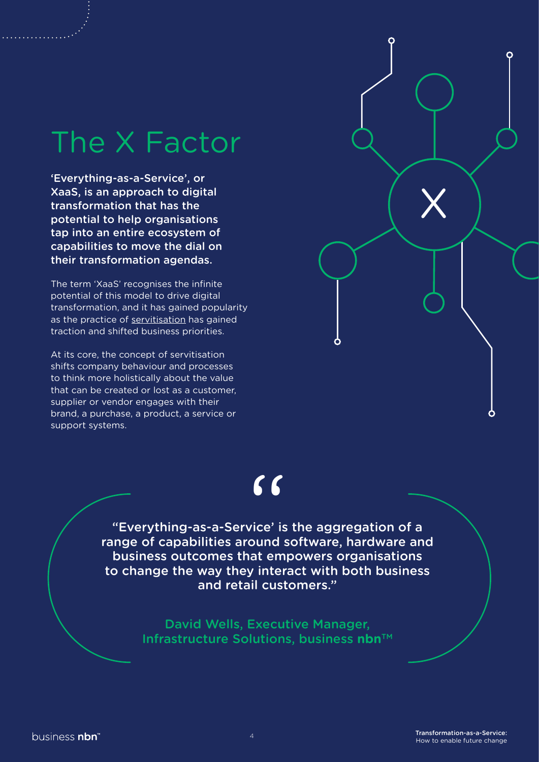# The X Factor

**'Everything-as-a-Service', or XaaS, is an approach to digital transformation that has the potential to help organisations tap into an entire ecosystem of capabilities to move the dial on their transformation agendas.**

The term 'XaaS' recognises the infinite potential of this model to drive digital transformation, and it has gained popularity as the practice of servitisation has gained traction and shifted business priorities.

At its core, the concept of servitisation shifts company behaviour and processes to think more holistically about the value that can be created or lost as a customer, supplier or vendor engages with their brand, a purchase, a product, a service or support systems.

> "Everything-as-a-Service' is the aggregation of a range of capabilities around software, hardware and business outcomes that empowers organisations to change the way they interact with both business and retail customers."
>
> David Wells, Executive Manager, Infrastructure Solutions, business **nbn**™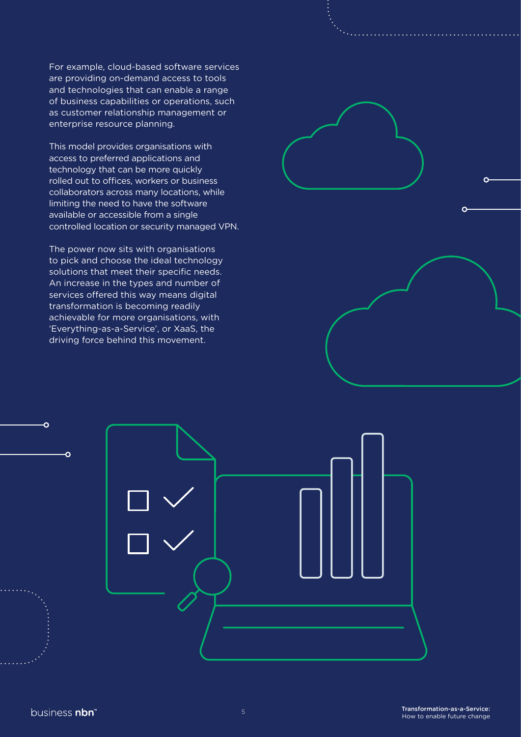For example, cloud-based software services are providing on-demand access to tools and technologies that can enable a range of business capabilities or operations, such as customer relationship management or enterprise resource planning.

This model provides organisations with access to preferred applications and technology that can be more quickly rolled out to offices, workers or business collaborators across many locations, while limiting the need to have the software available or accessible from a single controlled location or security managed VPN.

The power now sits with organisations to pick and choose the ideal technology solutions that meet their specific needs. An increase in the types and number of services offered this way means digital transformation is becoming readily achievable for more organisations, with 'Everything-as-a-Service', or XaaS, the driving force behind this movement.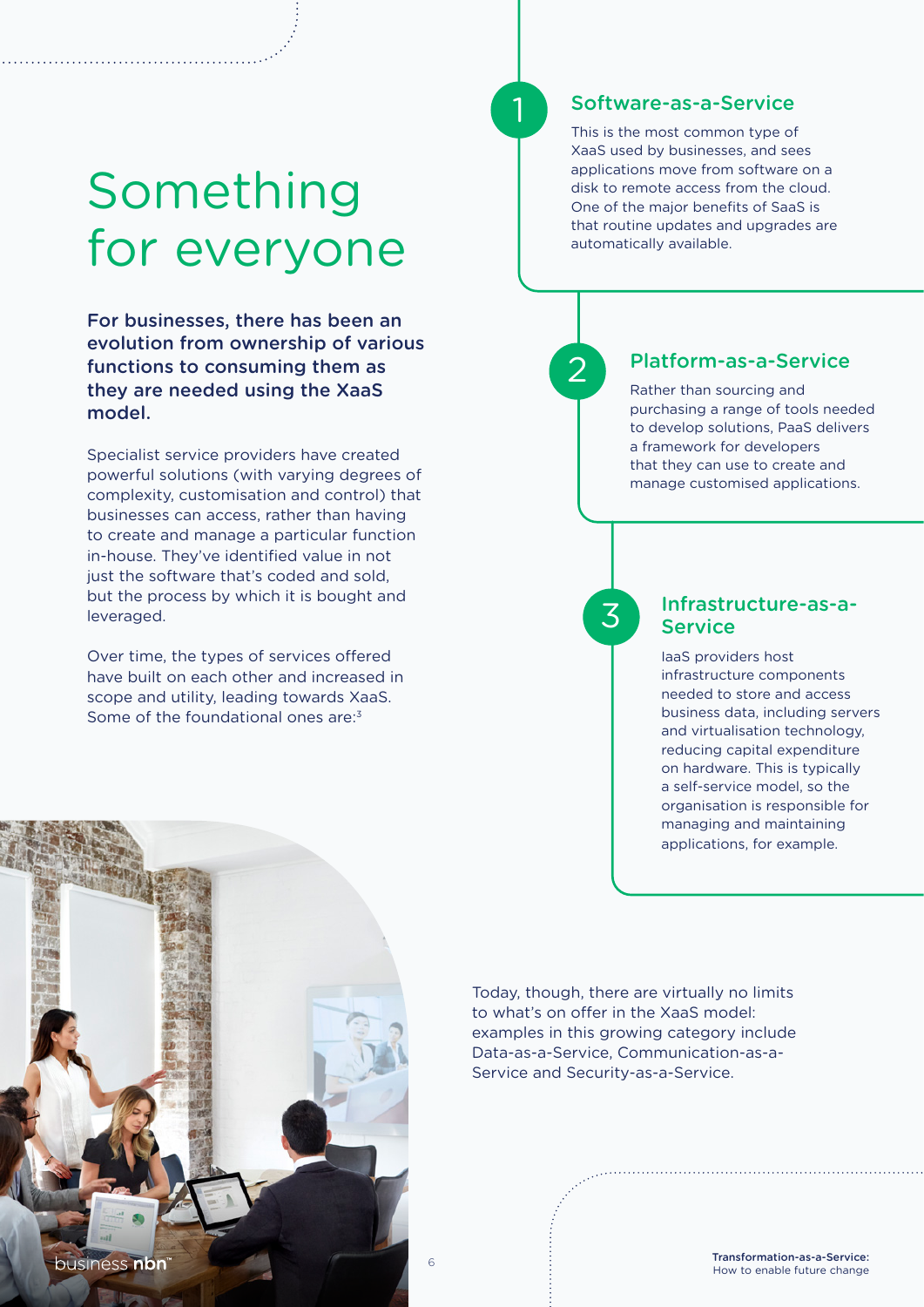# Something for everyone

**For businesses, there has been an evolution from ownership of various functions to consuming them as they are needed using the XaaS model.**

Specialist service providers have created powerful solutions (with varying degrees of complexity, customisation and control) that businesses can access, rather than having to create and manage a particular function in-house. They've identified value in not just the software that's coded and sold, but the process by which it is bought and leveraged.

Over time, the types of services offered have built on each other and increased in scope and utility, leading towards XaaS. Some of the foundational ones are:[3]

## 1 Software-as-a-Service

This is the most common type of XaaS used by businesses, and sees applications move from software on a disk to remote access from the cloud. One of the major benefits of SaaS is that routine updates and upgrades are automatically available.

## 2 Platform-as-a-Service

Rather than sourcing and purchasing a range of tools needed to develop solutions, PaaS delivers a framework for developers that they can use to create and manage customised applications.

## 3 Infrastructure-as-a-Service

IaaS providers host infrastructure components needed to store and access business data, including servers and virtualisation technology, reducing capital expenditure on hardware. This is typically a self-service model, so the organisation is responsible for managing and maintaining applications, for example.

Today, though, there are virtually no limits to what's on offer in the XaaS model: examples in this growing category include Data-as-a-Service, Communication-as-a-Service and Security-as-a-Service.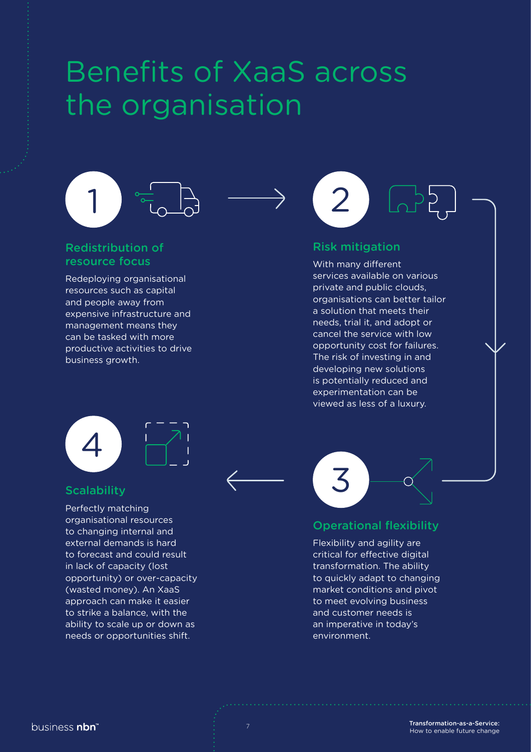# Benefits of XaaS across the organisation

1

## Redistribution of resource focus

Redeploying organisational resources such as capital and people away from expensive infrastructure and management means they can be tasked with more productive activities to drive business growth.

2

## Risk mitigation

With many different services available on various private and public clouds, organisations can better tailor a solution that meets their needs, trial it, and adopt or cancel the service with low opportunity cost for failures. The risk of investing in and developing new solutions is potentially reduced and experimentation can be viewed as less of a luxury.

3

## Operational flexibility

Flexibility and agility are critical for effective digital transformation. The ability to quickly adapt to changing market conditions and pivot to meet evolving business and customer needs is an imperative in today's environment.

4

## Scalability

Perfectly matching organisational resources to changing internal and external demands is hard to forecast and could result in lack of capacity (lost opportunity) or over-capacity (wasted money). An XaaS approach can make it easier to strike a balance, with the ability to scale up or down as needs or opportunities shift.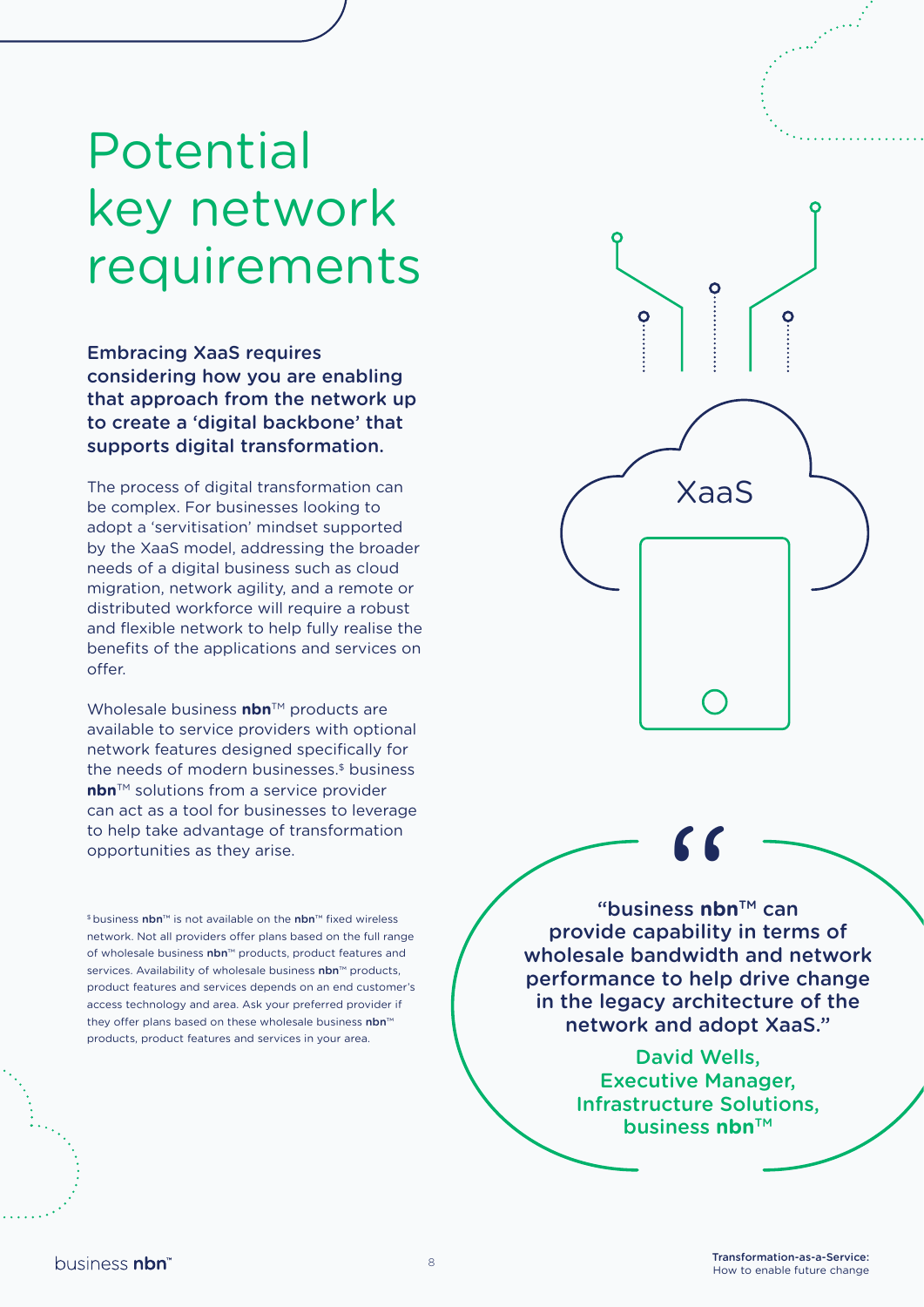# Potential key network requirements

**Embracing XaaS requires considering how you are enabling that approach from the network up to create a 'digital backbone' that supports digital transformation.**

The process of digital transformation can be complex. For businesses looking to adopt a 'servitisation' mindset supported by the XaaS model, addressing the broader needs of a digital business such as cloud migration, network agility, and a remote or distributed workforce will require a robust and flexible network to help fully realise the benefits of the applications and services on offer.

Wholesale business **nbn**™ products are available to service providers with optional network features designed specifically for the needs of modern businesses.[$] business **nbn**™ solutions from a service provider can act as a tool for businesses to leverage to help take advantage of transformation opportunities as they arise.

[$] business **nbn**™ is not available on the **nbn**™ fixed wireless network. Not all providers offer plans based on the full range of wholesale business **nbn**™ products, product features and services. Availability of wholesale business **nbn**™ products, product features and services depends on an end customer's access technology and area. Ask your preferred provider if they offer plans based on these wholesale business **nbn**™ products, product features and services in your area.

XaaS

> "business **nbn**™ can provide capability in terms of wholesale bandwidth and network performance to help drive change in the legacy architecture of the network and adopt XaaS."
>
> David Wells,
> Executive Manager,
> Infrastructure Solutions,
> business **nbn**™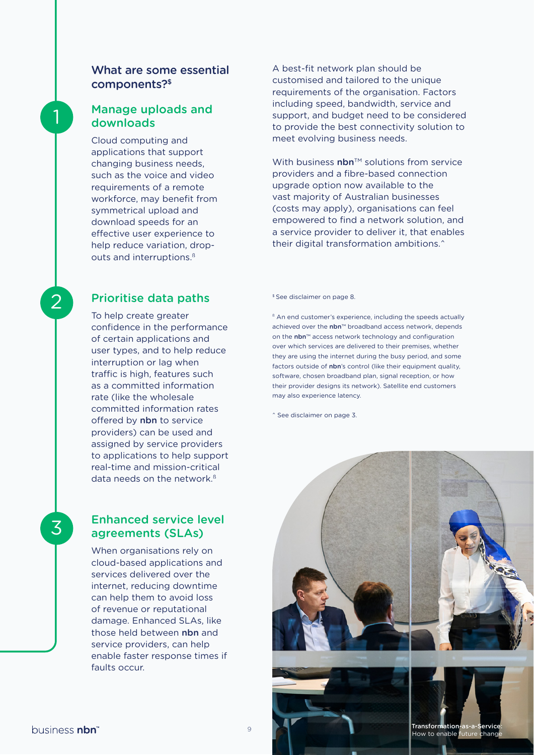## What are some essential components?[$]

### 1 Manage uploads and downloads

Cloud computing and applications that support changing business needs, such as the voice and video requirements of a remote workforce, may benefit from symmetrical upload and download speeds for an effective user experience to help reduce variation, drop-outs and interruptions.[ß]

### 2 Prioritise data paths

To help create greater confidence in the performance of certain applications and user types, and to help reduce interruption or lag when traffic is high, features such as a committed information rate (like the wholesale committed information rates offered by **nbn** to service providers) can be used and assigned by service providers to applications to help support real-time and mission-critical data needs on the network.[ß]

### 3 Enhanced service level agreements (SLAs)

When organisations rely on cloud-based applications and services delivered over the internet, reducing downtime can help them to avoid loss of revenue or reputational damage. Enhanced SLAs, like those held between **nbn** and service providers, can help enable faster response times if faults occur.

A best-fit network plan should be customised and tailored to the unique requirements of the organisation. Factors including speed, bandwidth, service and support, and budget need to be considered to provide the best connectivity solution to meet evolving business needs.

With business **nbn**™ solutions from service providers and a fibre-based connection upgrade option now available to the vast majority of Australian businesses (costs may apply), organisations can feel empowered to find a network solution, and a service provider to deliver it, that enables their digital transformation ambitions.^

[$] See disclaimer on page 8.

[ß] An end customer's experience, including the speeds actually achieved over the **nbn**™ broadband access network, depends on the **nbn**™ access network technology and configuration over which services are delivered to their premises, whether they are using the internet during the busy period, and some factors outside of **nbn**'s control (like their equipment quality, software, chosen broadband plan, signal reception, or how their provider designs its network). Satellite end customers may also experience latency.

^ See disclaimer on page 3.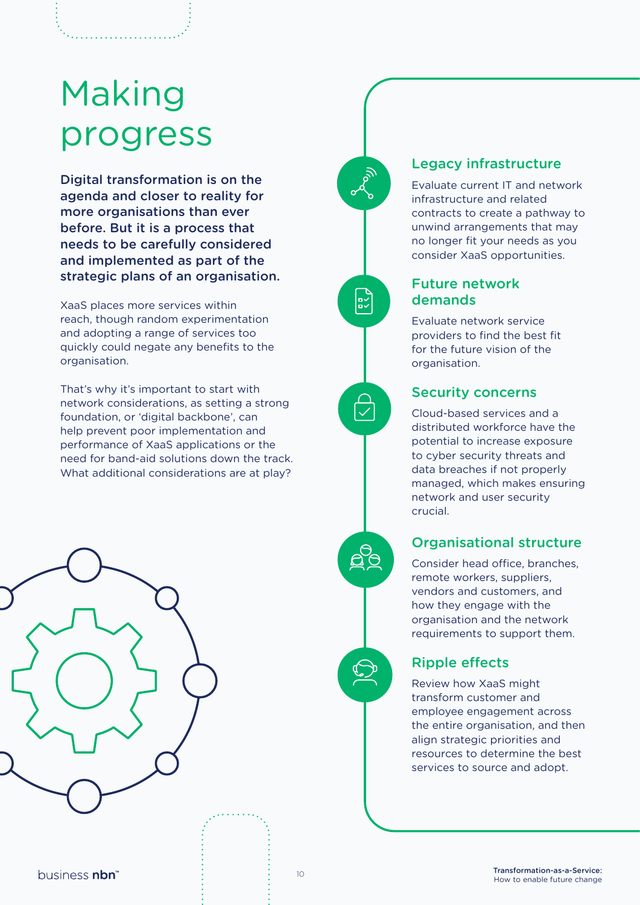# Making progress

**Digital transformation is on the agenda and closer to reality for more organisations than ever before. But it is a process that needs to be carefully considered and implemented as part of the strategic plans of an organisation.**

XaaS places more services within reach, though random experimentation and adopting a range of services too quickly could negate any benefits to the organisation.

That's why it's important to start with network considerations, as setting a strong foundation, or 'digital backbone', can help prevent poor implementation and performance of XaaS applications or the need for band-aid solutions down the track. What additional considerations are at play?

## Legacy infrastructure

Evaluate current IT and network infrastructure and related contracts to create a pathway to unwind arrangements that may no longer fit your needs as you consider XaaS opportunities.

## Future network demands

Evaluate network service providers to find the best fit for the future vision of the organisation.

## Security concerns

Cloud-based services and a distributed workforce have the potential to increase exposure to cyber security threats and data breaches if not properly managed, which makes ensuring network and user security crucial.

## Organisational structure

Consider head office, branches, remote workers, suppliers, vendors and customers, and how they engage with the organisation and the network requirements to support them.

## Ripple effects

Review how XaaS might transform customer and employee engagement across the entire organisation, and then align strategic priorities and resources to determine the best services to source and adopt.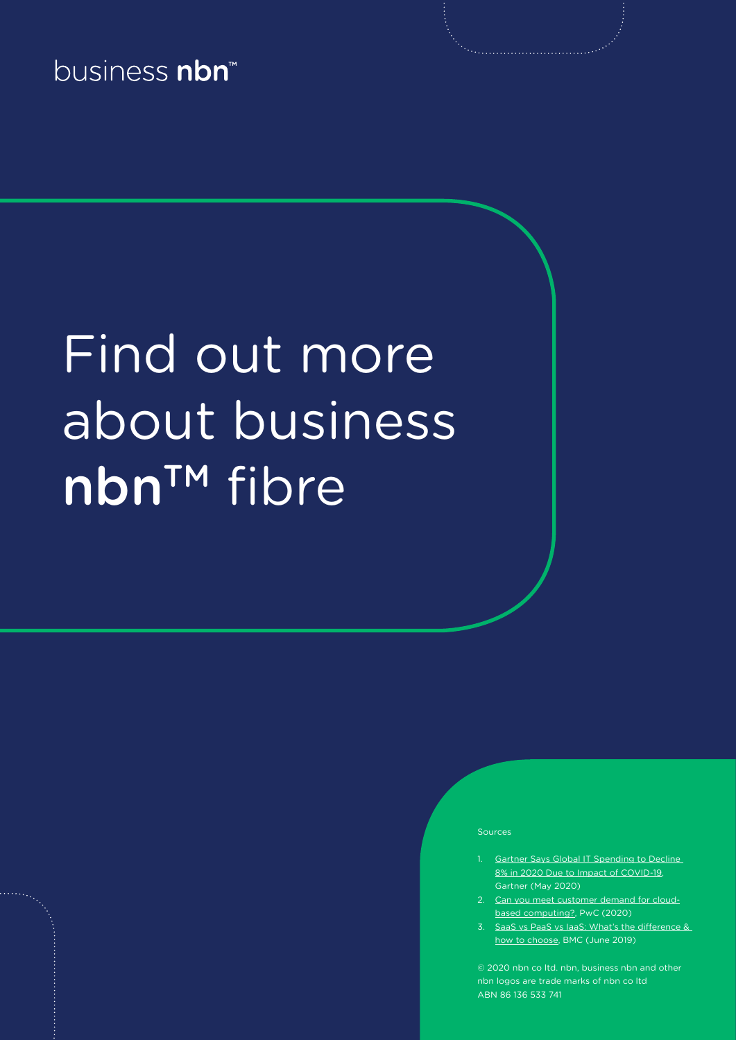business nbn™

# Find out more about business nbn™ fibre

Sources

1. Gartner Says Global IT Spending to Decline 8% in 2020 Due to Impact of COVID-19, Gartner (May 2020)
2. Can you meet customer demand for cloud-based computing?, PwC (2020)
3. SaaS vs PaaS vs IaaS: What's the difference & how to choose, BMC (June 2019)

© 2020 nbn co ltd. nbn, business nbn and other nbn logos are trade marks of nbn co ltd
ABN 86 136 533 741